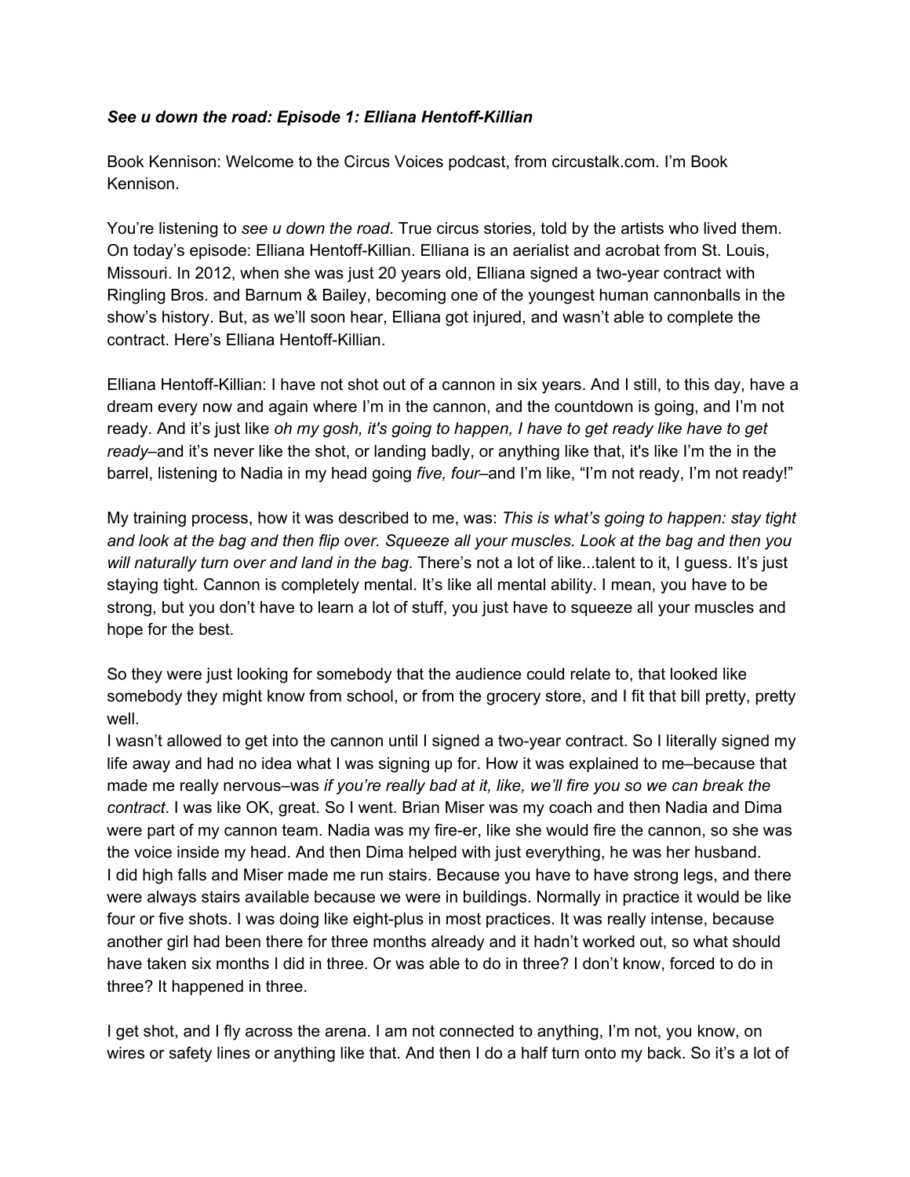***See u down the road: Episode 1: Elliana Hentoff-Killian***

Book Kennison: Welcome to the Circus Voices podcast, from circustalk.com. I'm Book Kennison.

You're listening to *see u down the road*. True circus stories, told by the artists who lived them. On today's episode: Elliana Hentoff-Killian. Elliana is an aerialist and acrobat from St. Louis, Missouri. In 2012, when she was just 20 years old, Elliana signed a two-year contract with Ringling Bros. and Barnum & Bailey, becoming one of the youngest human cannonballs in the show's history. But, as we'll soon hear, Elliana got injured, and wasn't able to complete the contract. Here's Elliana Hentoff-Killian.

Elliana Hentoff-Killian: I have not shot out of a cannon in six years. And I still, to this day, have a dream every now and again where I'm in the cannon, and the countdown is going, and I'm not ready. And it's just like *oh my gosh, it's going to happen, I have to get ready like have to get ready*–and it's never like the shot, or landing badly, or anything like that, it's like I'm the in the barrel, listening to Nadia in my head going *five, four*–and I'm like, "I'm not ready, I'm not ready!"

My training process, how it was described to me, was: *This is what's going to happen: stay tight and look at the bag and then flip over. Squeeze all your muscles. Look at the bag and then you will naturally turn over and land in the bag*. There's not a lot of like...talent to it, I guess. It's just staying tight. Cannon is completely mental. It's like all mental ability. I mean, you have to be strong, but you don't have to learn a lot of stuff, you just have to squeeze all your muscles and hope for the best.

So they were just looking for somebody that the audience could relate to, that looked like somebody they might know from school, or from the grocery store, and I fit that bill pretty, pretty well.

I wasn't allowed to get into the cannon until I signed a two-year contract. So I literally signed my life away and had no idea what I was signing up for. How it was explained to me–because that made me really nervous–was *if you're really bad at it, like, we'll fire you so we can break the contract*. I was like OK, great. So I went. Brian Miser was my coach and then Nadia and Dima were part of my cannon team. Nadia was my fire-er, like she would fire the cannon, so she was the voice inside my head. And then Dima helped with just everything, he was her husband.

I did high falls and Miser made me run stairs. Because you have to have strong legs, and there were always stairs available because we were in buildings. Normally in practice it would be like four or five shots. I was doing like eight-plus in most practices. It was really intense, because another girl had been there for three months already and it hadn't worked out, so what should have taken six months I did in three. Or was able to do in three? I don't know, forced to do in three? It happened in three.

I get shot, and I fly across the arena. I am not connected to anything, I'm not, you know, on wires or safety lines or anything like that. And then I do a half turn onto my back. So it's a lot of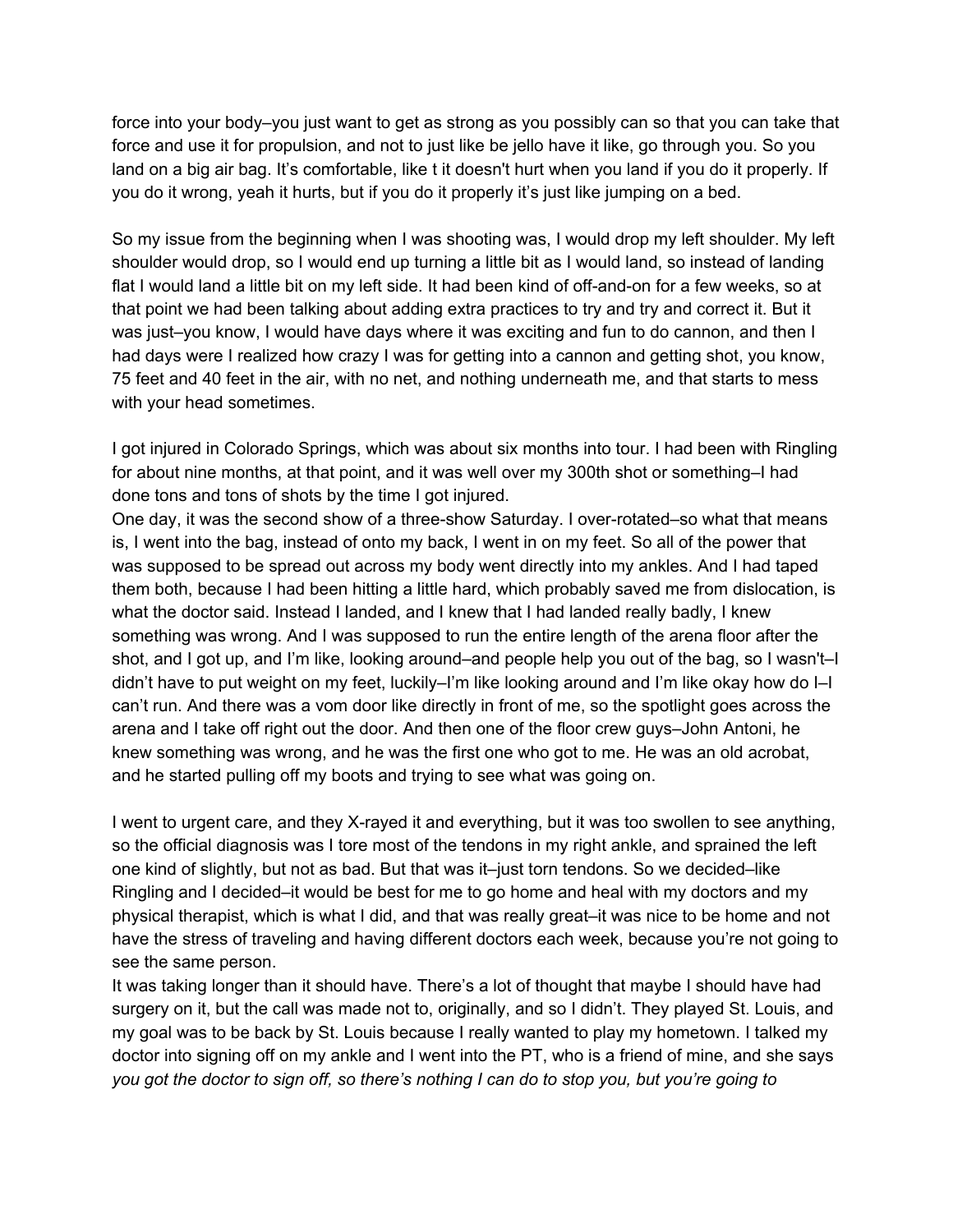force into your body–you just want to get as strong as you possibly can so that you can take that force and use it for propulsion, and not to just like be jello have it like, go through you. So you land on a big air bag. It's comfortable, like t it doesn't hurt when you land if you do it properly. If you do it wrong, yeah it hurts, but if you do it properly it's just like jumping on a bed.

So my issue from the beginning when I was shooting was, I would drop my left shoulder. My left shoulder would drop, so I would end up turning a little bit as I would land, so instead of landing flat I would land a little bit on my left side. It had been kind of off-and-on for a few weeks, so at that point we had been talking about adding extra practices to try and try and correct it. But it was just–you know, I would have days where it was exciting and fun to do cannon, and then I had days were I realized how crazy I was for getting into a cannon and getting shot, you know, 75 feet and 40 feet in the air, with no net, and nothing underneath me, and that starts to mess with your head sometimes.

I got injured in Colorado Springs, which was about six months into tour. I had been with Ringling for about nine months, at that point, and it was well over my 300th shot or something–I had done tons and tons of shots by the time I got injured.
One day, it was the second show of a three-show Saturday. I over-rotated–so what that means is, I went into the bag, instead of onto my back, I went in on my feet. So all of the power that was supposed to be spread out across my body went directly into my ankles. And I had taped them both, because I had been hitting a little hard, which probably saved me from dislocation, is what the doctor said. Instead I landed, and I knew that I had landed really badly, I knew something was wrong. And I was supposed to run the entire length of the arena floor after the shot, and I got up, and I'm like, looking around–and people help you out of the bag, so I wasn't–I didn't have to put weight on my feet, luckily–I'm like looking around and I'm like okay how do I–I can't run. And there was a vom door like directly in front of me, so the spotlight goes across the arena and I take off right out the door. And then one of the floor crew guys–John Antoni, he knew something was wrong, and he was the first one who got to me. He was an old acrobat, and he started pulling off my boots and trying to see what was going on.

I went to urgent care, and they X-rayed it and everything, but it was too swollen to see anything, so the official diagnosis was I tore most of the tendons in my right ankle, and sprained the left one kind of slightly, but not as bad. But that was it–just torn tendons. So we decided–like Ringling and I decided–it would be best for me to go home and heal with my doctors and my physical therapist, which is what I did, and that was really great–it was nice to be home and not have the stress of traveling and having different doctors each week, because you're not going to see the same person.
It was taking longer than it should have. There's a lot of thought that maybe I should have had surgery on it, but the call was made not to, originally, and so I didn't. They played St. Louis, and my goal was to be back by St. Louis because I really wanted to play my hometown. I talked my doctor into signing off on my ankle and I went into the PT, who is a friend of mine, and she says *you got the doctor to sign off, so there's nothing I can do to stop you, but you're going to*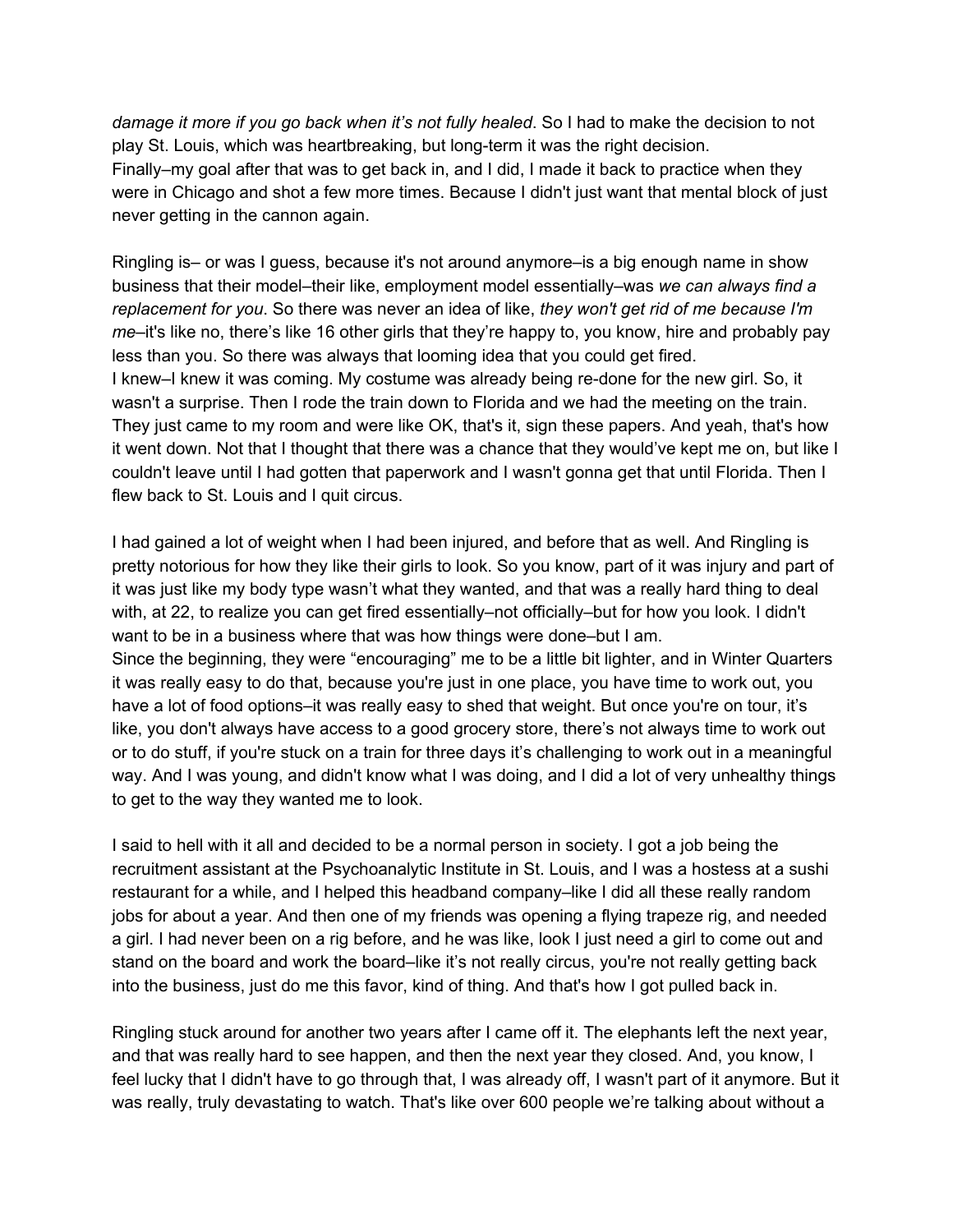*damage it more if you go back when it's not fully healed*. So I had to make the decision to not play St. Louis, which was heartbreaking, but long-term it was the right decision.
Finally–my goal after that was to get back in, and I did, I made it back to practice when they were in Chicago and shot a few more times. Because I didn't just want that mental block of just never getting in the cannon again.

Ringling is– or was I guess, because it's not around anymore–is a big enough name in show business that their model–their like, employment model essentially–was *we can always find a replacement for you*. So there was never an idea of like, *they won't get rid of me because I'm me*–it's like no, there's like 16 other girls that they're happy to, you know, hire and probably pay less than you. So there was always that looming idea that you could get fired.
I knew–I knew it was coming. My costume was already being re-done for the new girl. So, it wasn't a surprise. Then I rode the train down to Florida and we had the meeting on the train. They just came to my room and were like OK, that's it, sign these papers. And yeah, that's how it went down. Not that I thought that there was a chance that they would've kept me on, but like I couldn't leave until I had gotten that paperwork and I wasn't gonna get that until Florida. Then I flew back to St. Louis and I quit circus.

I had gained a lot of weight when I had been injured, and before that as well. And Ringling is pretty notorious for how they like their girls to look. So you know, part of it was injury and part of it was just like my body type wasn't what they wanted, and that was a really hard thing to deal with, at 22, to realize you can get fired essentially–not officially–but for how you look. I didn't want to be in a business where that was how things were done–but I am.
Since the beginning, they were "encouraging" me to be a little bit lighter, and in Winter Quarters it was really easy to do that, because you're just in one place, you have time to work out, you have a lot of food options–it was really easy to shed that weight. But once you're on tour, it's like, you don't always have access to a good grocery store, there's not always time to work out or to do stuff, if you're stuck on a train for three days it's challenging to work out in a meaningful way. And I was young, and didn't know what I was doing, and I did a lot of very unhealthy things to get to the way they wanted me to look.

I said to hell with it all and decided to be a normal person in society. I got a job being the recruitment assistant at the Psychoanalytic Institute in St. Louis, and I was a hostess at a sushi restaurant for a while, and I helped this headband company–like I did all these really random jobs for about a year. And then one of my friends was opening a flying trapeze rig, and needed a girl. I had never been on a rig before, and he was like, look I just need a girl to come out and stand on the board and work the board–like it's not really circus, you're not really getting back into the business, just do me this favor, kind of thing. And that's how I got pulled back in.

Ringling stuck around for another two years after I came off it. The elephants left the next year, and that was really hard to see happen, and then the next year they closed. And, you know, I feel lucky that I didn't have to go through that, I was already off, I wasn't part of it anymore. But it was really, truly devastating to watch. That's like over 600 people we're talking about without a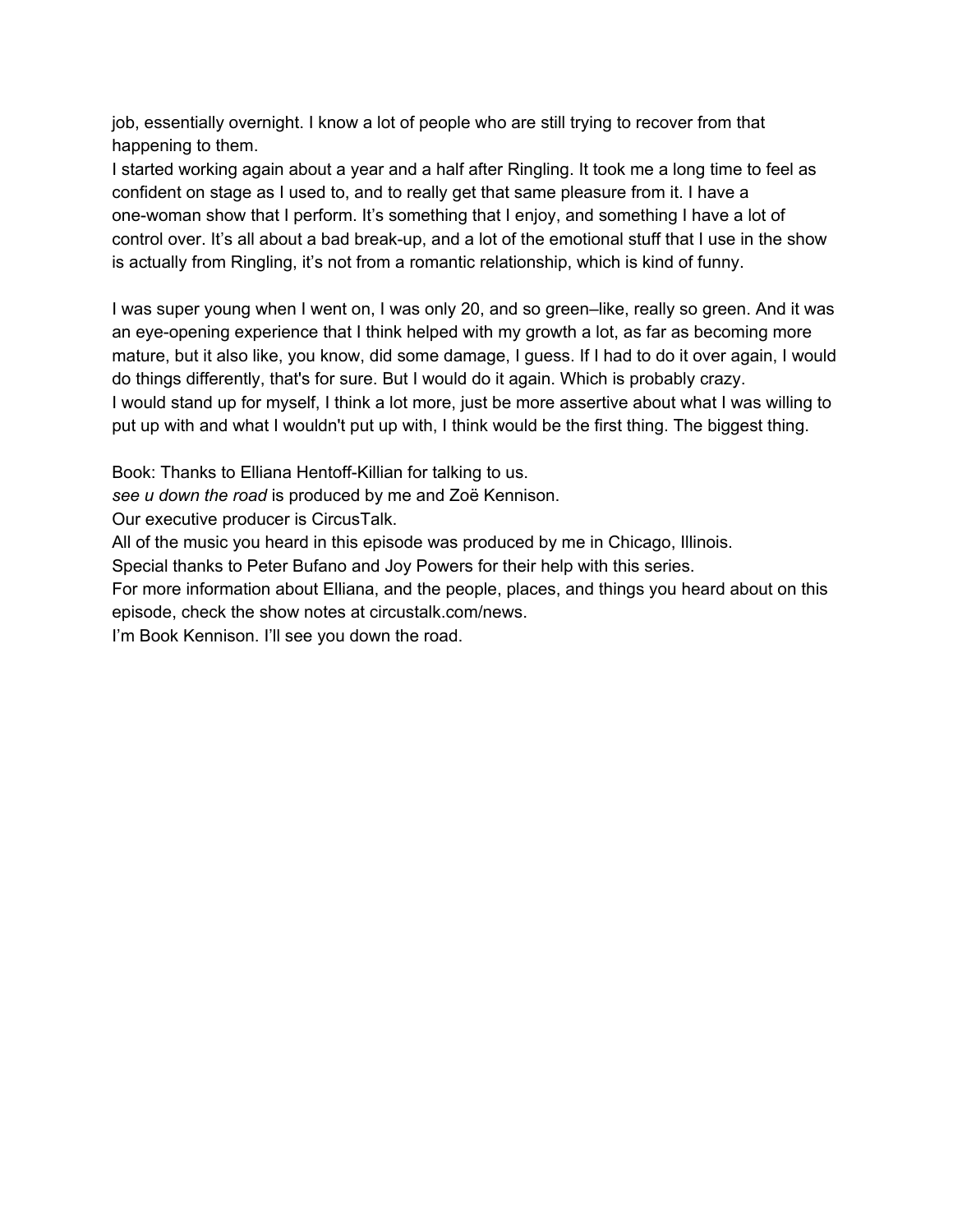job, essentially overnight. I know a lot of people who are still trying to recover from that happening to them.

I started working again about a year and a half after Ringling. It took me a long time to feel as confident on stage as I used to, and to really get that same pleasure from it. I have a one-woman show that I perform. It's something that I enjoy, and something I have a lot of control over. It's all about a bad break-up, and a lot of the emotional stuff that I use in the show is actually from Ringling, it's not from a romantic relationship, which is kind of funny.

I was super young when I went on, I was only 20, and so green–like, really so green. And it was an eye-opening experience that I think helped with my growth a lot, as far as becoming more mature, but it also like, you know, did some damage, I guess. If I had to do it over again, I would do things differently, that's for sure. But I would do it again. Which is probably crazy.

I would stand up for myself, I think a lot more, just be more assertive about what I was willing to put up with and what I wouldn't put up with, I think would be the first thing. The biggest thing.

Book: Thanks to Elliana Hentoff-Killian for talking to us.

*see u down the road* is produced by me and Zoë Kennison.

Our executive producer is CircusTalk.

All of the music you heard in this episode was produced by me in Chicago, Illinois.

Special thanks to Peter Bufano and Joy Powers for their help with this series.

For more information about Elliana, and the people, places, and things you heard about on this episode, check the show notes at circustalk.com/news.

I'm Book Kennison. I'll see you down the road.